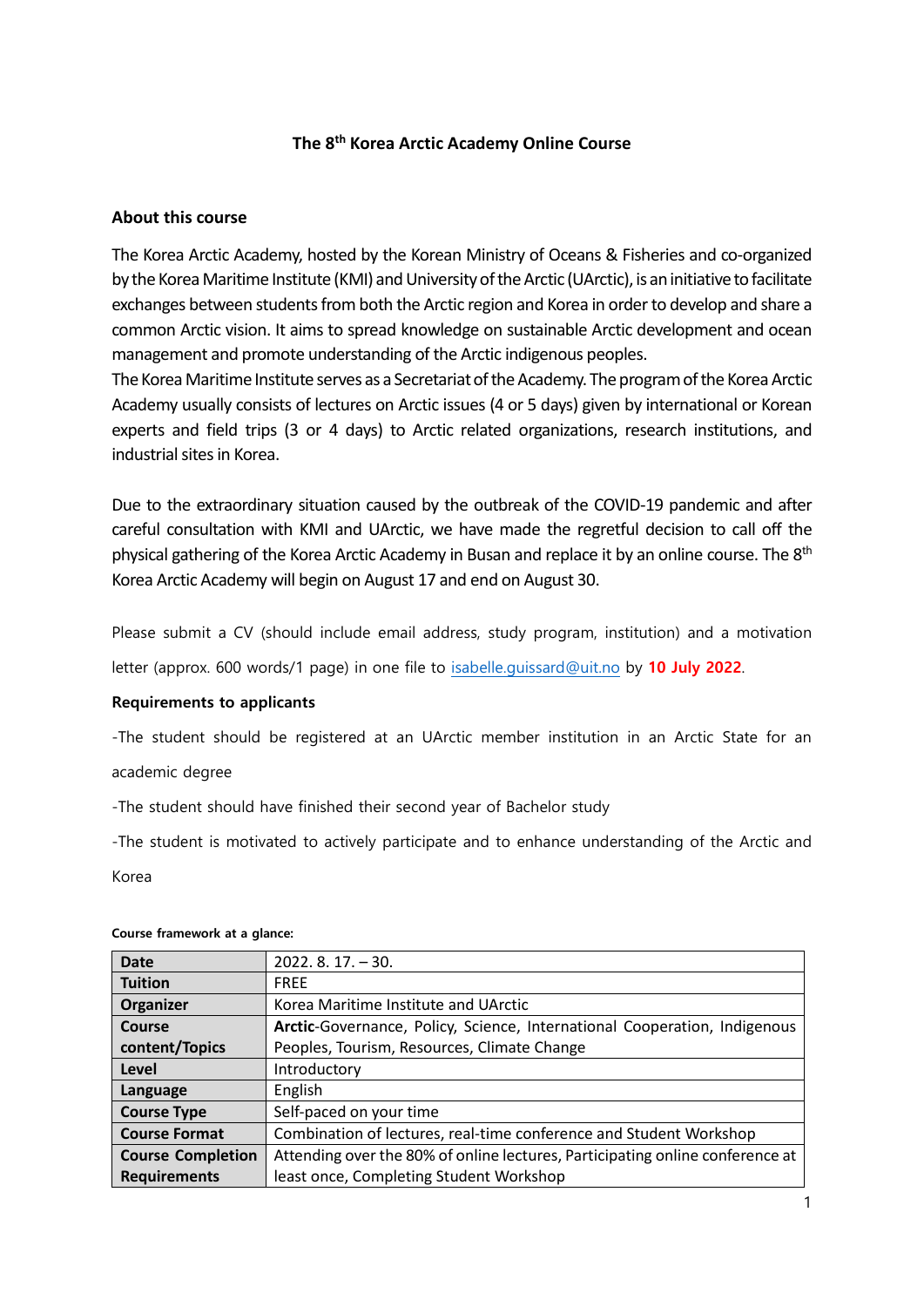# The 8th Korea Arctic Academy Online Course

## About this course

The Korea Arctic Academy, hosted by the Korean Ministry of Oceans & Fisheries and co-organized by the Korea Maritime Institute (KMI) and University of the Arctic (UArctic), is an initiative to facilitate exchanges between students from both the Arctic region and Korea in order to develop and share a common Arctic vision. It aims to spread knowledge on sustainable Arctic development and ocean management and promote understanding of the Arctic indigenous peoples.
The Korea Maritime Institute serves as a Secretariat of the Academy. The program of the Korea Arctic Academy usually consists of lectures on Arctic issues (4 or 5 days) given by international or Korean experts and field trips (3 or 4 days) to Arctic related organizations, research institutions, and industrial sites in Korea.

Due to the extraordinary situation caused by the outbreak of the COVID-19 pandemic and after careful consultation with KMI and UArctic, we have made the regretful decision to call off the physical gathering of the Korea Arctic Academy in Busan and replace it by an online course. The 8th Korea Arctic Academy will begin on August 17 and end on August 30.

Please submit a CV (should include email address, study program, institution) and a motivation letter (approx. 600 words/1 page) in one file to isabelle.guissard@uit.no by **10 July 2022**.

**Requirements to applicants**

-The student should be registered at an UArctic member institution in an Arctic State for an academic degree

-The student should have finished their second year of Bachelor study

-The student is motivated to actively participate and to enhance understanding of the Arctic and Korea

**Course framework at a glance:**

| | |
|---|---|
| **Date** | 2022. 8. 17. – 30. |
| **Tuition** | FREE |
| **Organizer** | Korea Maritime Institute and UArctic |
| **Course content/Topics** | **Arctic**-Governance, Policy, Science, International Cooperation, Indigenous Peoples, Tourism, Resources, Climate Change |
| **Level** | Introductory |
| **Language** | English |
| **Course Type** | Self-paced on your time |
| **Course Format** | Combination of lectures, real-time conference and Student Workshop |
| **Course Completion Requirements** | Attending over the 80% of online lectures, Participating online conference at least once, Completing Student Workshop |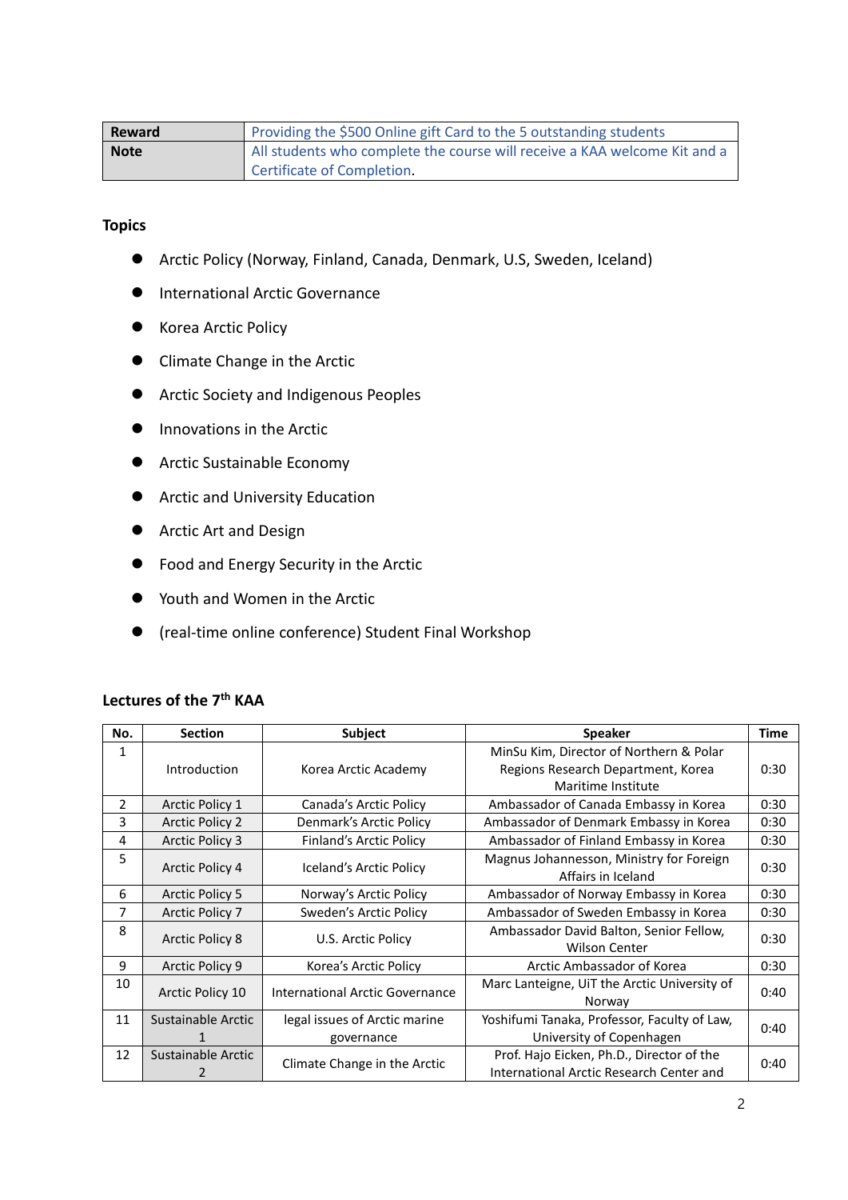| Reward | Providing the $500 Online gift Card to the 5 outstanding students |
|---|---|
| Note | All students who complete the course will receive a KAA welcome Kit and a Certificate of Completion. |

**Topics**

- Arctic Policy (Norway, Finland, Canada, Denmark, U.S, Sweden, Iceland)
- International Arctic Governance
- Korea Arctic Policy
- Climate Change in the Arctic
- Arctic Society and Indigenous Peoples
- Innovations in the Arctic
- Arctic Sustainable Economy
- Arctic and University Education
- Arctic Art and Design
- Food and Energy Security in the Arctic
- Youth and Women in the Arctic
- (real-time online conference) Student Final Workshop

**Lectures of the 7th KAA**

| No. | Section | Subject | Speaker | Time |
|---|---|---|---|---|
| 1 | Introduction | Korea Arctic Academy | MinSu Kim, Director of Northern & Polar Regions Research Department, Korea Maritime Institute | 0:30 |
| 2 | Arctic Policy 1 | Canada's Arctic Policy | Ambassador of Canada Embassy in Korea | 0:30 |
| 3 | Arctic Policy 2 | Denmark's Arctic Policy | Ambassador of Denmark Embassy in Korea | 0:30 |
| 4 | Arctic Policy 3 | Finland's Arctic Policy | Ambassador of Finland Embassy in Korea | 0:30 |
| 5 | Arctic Policy 4 | Iceland's Arctic Policy | Magnus Johannesson, Ministry for Foreign Affairs in Iceland | 0:30 |
| 6 | Arctic Policy 5 | Norway's Arctic Policy | Ambassador of Norway Embassy in Korea | 0:30 |
| 7 | Arctic Policy 7 | Sweden's Arctic Policy | Ambassador of Sweden Embassy in Korea | 0:30 |
| 8 | Arctic Policy 8 | U.S. Arctic Policy | Ambassador David Balton, Senior Fellow, Wilson Center | 0:30 |
| 9 | Arctic Policy 9 | Korea's Arctic Policy | Arctic Ambassador of Korea | 0:30 |
| 10 | Arctic Policy 10 | International Arctic Governance | Marc Lanteigne, UiT the Arctic University of Norway | 0:40 |
| 11 | Sustainable Arctic 1 | legal issues of Arctic marine governance | Yoshifumi Tanaka, Professor, Faculty of Law, University of Copenhagen | 0:40 |
| 12 | Sustainable Arctic 2 | Climate Change in the Arctic | Prof. Hajo Eicken, Ph.D., Director of the International Arctic Research Center and | 0:40 |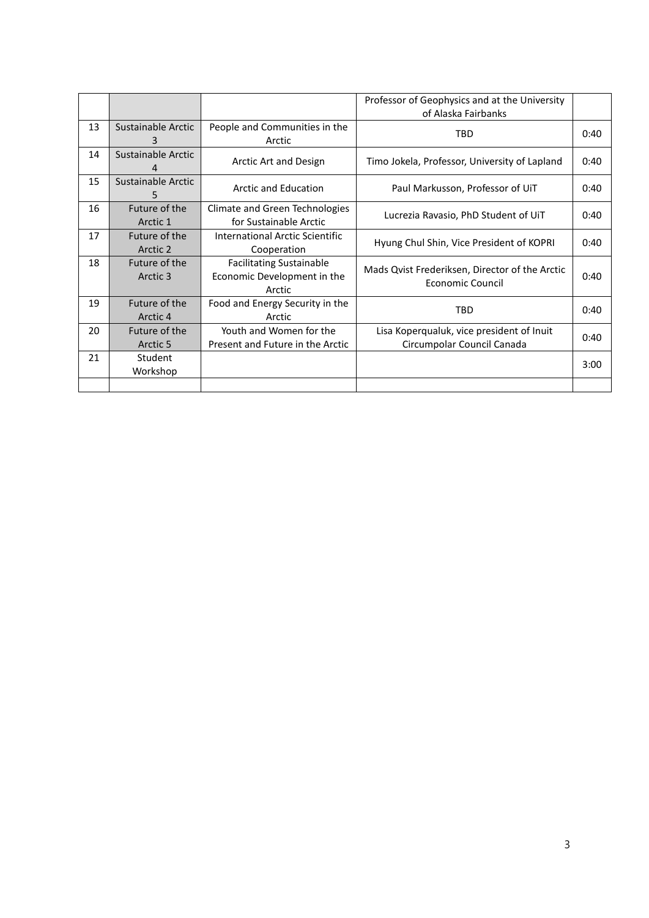| | | | | |
|---|---|---|---|---|
| | | | Professor of Geophysics and at the University of Alaska Fairbanks | |
| 13 | Sustainable Arctic 3 | People and Communities in the Arctic | TBD | 0:40 |
| 14 | Sustainable Arctic 4 | Arctic Art and Design | Timo Jokela, Professor, University of Lapland | 0:40 |
| 15 | Sustainable Arctic 5 | Arctic and Education | Paul Markusson, Professor of UiT | 0:40 |
| 16 | Future of the Arctic 1 | Climate and Green Technologies for Sustainable Arctic | Lucrezia Ravasio, PhD Student of UiT | 0:40 |
| 17 | Future of the Arctic 2 | International Arctic Scientific Cooperation | Hyung Chul Shin, Vice President of KOPRI | 0:40 |
| 18 | Future of the Arctic 3 | Facilitating Sustainable Economic Development in the Arctic | Mads Qvist Frederiksen, Director of the Arctic Economic Council | 0:40 |
| 19 | Future of the Arctic 4 | Food and Energy Security in the Arctic | TBD | 0:40 |
| 20 | Future of the Arctic 5 | Youth and Women for the Present and Future in the Arctic | Lisa Koperqualuk, vice president of Inuit Circumpolar Council Canada | 0:40 |
| 21 | Student Workshop | | | 3:00 |
| | | | | |